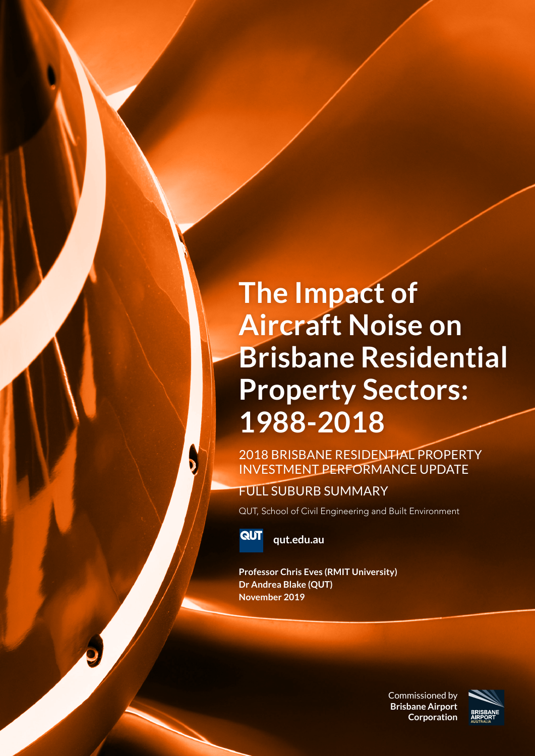# The Impact of Aircraft Noise on Brisbane Residential Property Sectors: 1988-2018

2018 BRISBANE RESIDENTIAL PROPERTY INVESTMENT PERFORMANCE UPDATE

FULL SUBURB SUMMARY

QUT, School of Civil Engineering and Built Environment

QUT **qut.edu.au**

**Professor Chris Eves (RMIT University)**
**Dr Andrea Blake (QUT)**
**November 2019**

Commissioned by **Brisbane Airport Corporation**

BRISBANE AIRPORT AUSTRALIA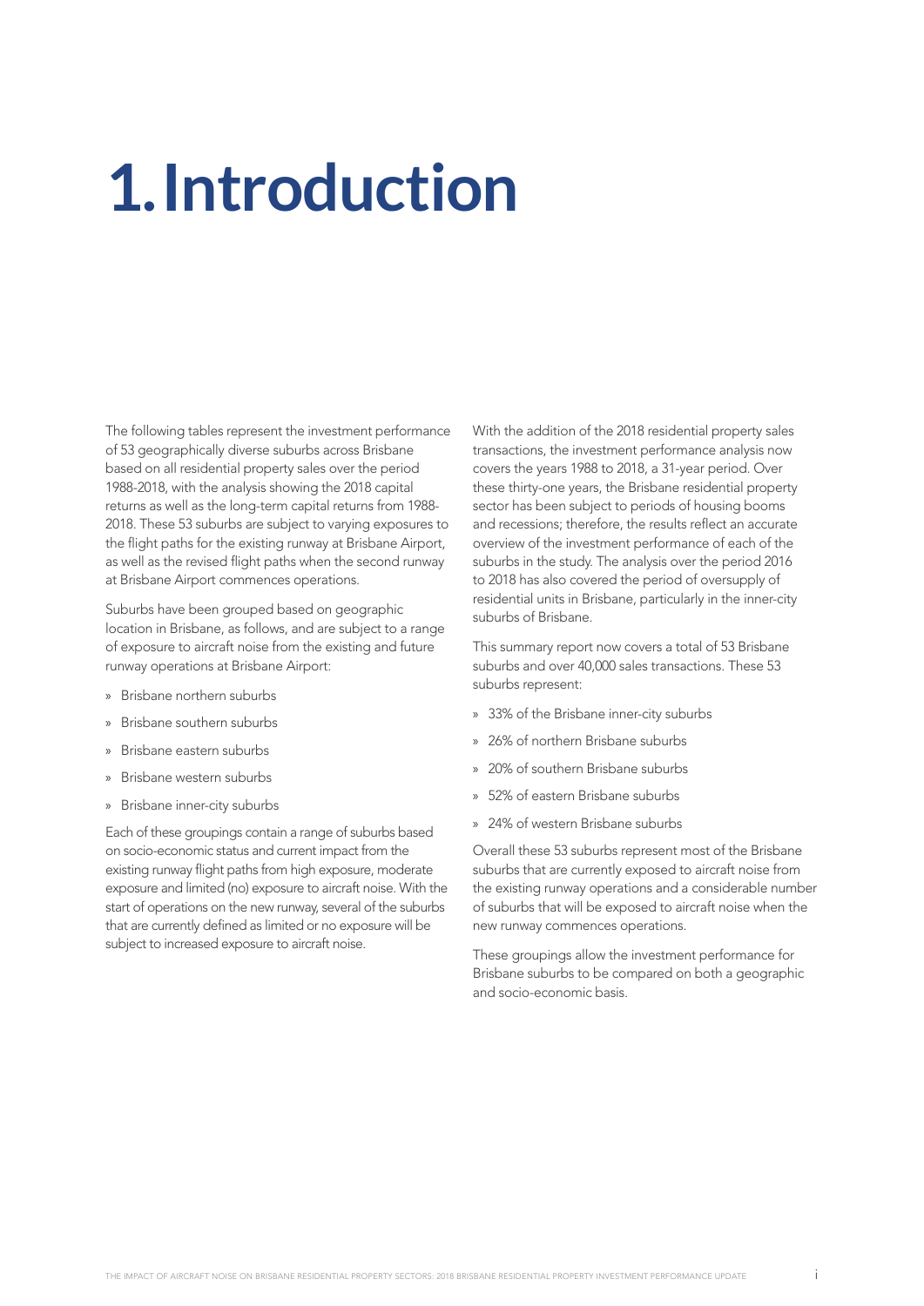# 1. Introduction

The following tables represent the investment performance of 53 geographically diverse suburbs across Brisbane based on all residential property sales over the period 1988-2018, with the analysis showing the 2018 capital returns as well as the long-term capital returns from 1988-2018. These 53 suburbs are subject to varying exposures to the flight paths for the existing runway at Brisbane Airport, as well as the revised flight paths when the second runway at Brisbane Airport commences operations.

Suburbs have been grouped based on geographic location in Brisbane, as follows, and are subject to a range of exposure to aircraft noise from the existing and future runway operations at Brisbane Airport:

- Brisbane northern suburbs
- Brisbane southern suburbs
- Brisbane eastern suburbs
- Brisbane western suburbs
- Brisbane inner-city suburbs

Each of these groupings contain a range of suburbs based on socio-economic status and current impact from the existing runway flight paths from high exposure, moderate exposure and limited (no) exposure to aircraft noise. With the start of operations on the new runway, several of the suburbs that are currently defined as limited or no exposure will be subject to increased exposure to aircraft noise.

With the addition of the 2018 residential property sales transactions, the investment performance analysis now covers the years 1988 to 2018, a 31-year period. Over these thirty-one years, the Brisbane residential property sector has been subject to periods of housing booms and recessions; therefore, the results reflect an accurate overview of the investment performance of each of the suburbs in the study. The analysis over the period 2016 to 2018 has also covered the period of oversupply of residential units in Brisbane, particularly in the inner-city suburbs of Brisbane.

This summary report now covers a total of 53 Brisbane suburbs and over 40,000 sales transactions. These 53 suburbs represent:

- 33% of the Brisbane inner-city suburbs
- 26% of northern Brisbane suburbs
- 20% of southern Brisbane suburbs
- 52% of eastern Brisbane suburbs
- 24% of western Brisbane suburbs

Overall these 53 suburbs represent most of the Brisbane suburbs that are currently exposed to aircraft noise from the existing runway operations and a considerable number of suburbs that will be exposed to aircraft noise when the new runway commences operations.

These groupings allow the investment performance for Brisbane suburbs to be compared on both a geographic and socio-economic basis.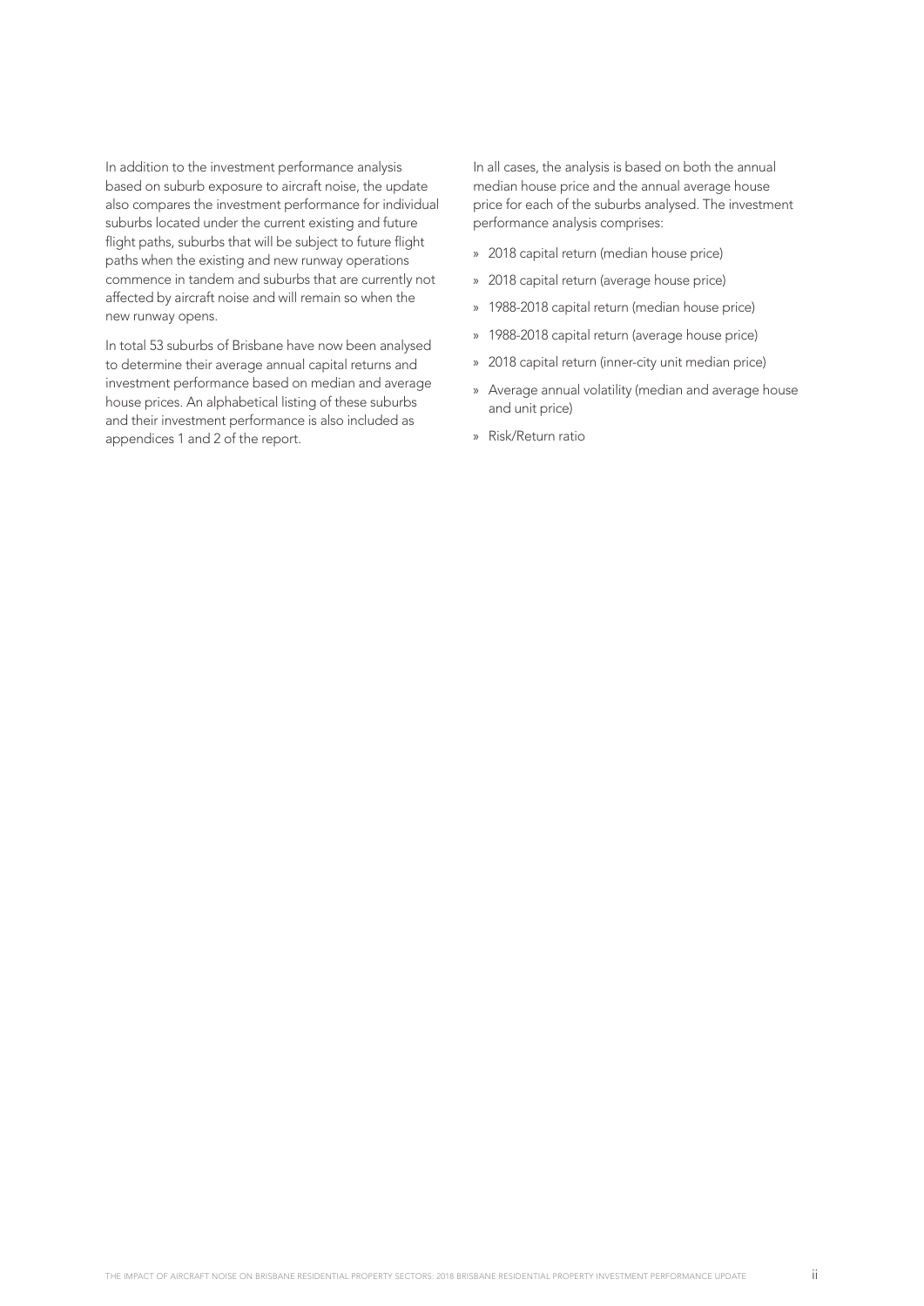In addition to the investment performance analysis based on suburb exposure to aircraft noise, the update also compares the investment performance for individual suburbs located under the current existing and future flight paths, suburbs that will be subject to future flight paths when the existing and new runway operations commence in tandem and suburbs that are currently not affected by aircraft noise and will remain so when the new runway opens.

In total 53 suburbs of Brisbane have now been analysed to determine their average annual capital returns and investment performance based on median and average house prices. An alphabetical listing of these suburbs and their investment performance is also included as appendices 1 and 2 of the report.

In all cases, the analysis is based on both the annual median house price and the annual average house price for each of the suburbs analysed. The investment performance analysis comprises:

- 2018 capital return (median house price)
- 2018 capital return (average house price)
- 1988-2018 capital return (median house price)
- 1988-2018 capital return (average house price)
- 2018 capital return (inner-city unit median price)
- Average annual volatility (median and average house and unit price)
- Risk/Return ratio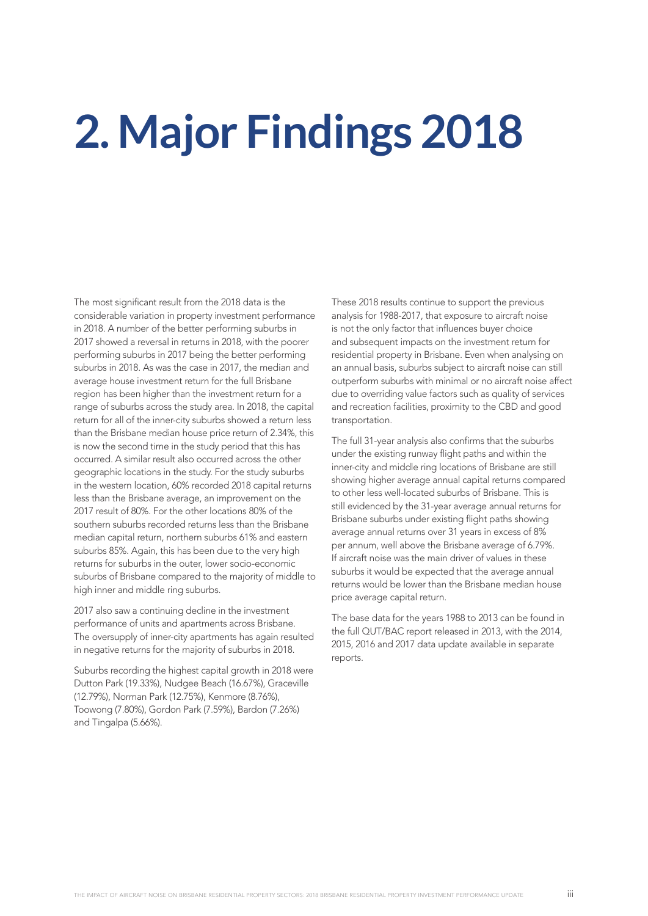# 2. Major Findings 2018

The most significant result from the 2018 data is the considerable variation in property investment performance in 2018. A number of the better performing suburbs in 2017 showed a reversal in returns in 2018, with the poorer performing suburbs in 2017 being the better performing suburbs in 2018. As was the case in 2017, the median and average house investment return for the full Brisbane region has been higher than the investment return for a range of suburbs across the study area. In 2018, the capital return for all of the inner-city suburbs showed a return less than the Brisbane median house price return of 2.34%, this is now the second time in the study period that this has occurred. A similar result also occurred across the other geographic locations in the study. For the study suburbs in the western location, 60% recorded 2018 capital returns less than the Brisbane average, an improvement on the 2017 result of 80%. For the other locations 80% of the southern suburbs recorded returns less than the Brisbane median capital return, northern suburbs 61% and eastern suburbs 85%. Again, this has been due to the very high returns for suburbs in the outer, lower socio-economic suburbs of Brisbane compared to the majority of middle to high inner and middle ring suburbs.

2017 also saw a continuing decline in the investment performance of units and apartments across Brisbane. The oversupply of inner-city apartments has again resulted in negative returns for the majority of suburbs in 2018.

Suburbs recording the highest capital growth in 2018 were Dutton Park (19.33%), Nudgee Beach (16.67%), Graceville (12.79%), Norman Park (12.75%), Kenmore (8.76%), Toowong (7.80%), Gordon Park (7.59%), Bardon (7.26%) and Tingalpa (5.66%).

These 2018 results continue to support the previous analysis for 1988-2017, that exposure to aircraft noise is not the only factor that influences buyer choice and subsequent impacts on the investment return for residential property in Brisbane. Even when analysing on an annual basis, suburbs subject to aircraft noise can still outperform suburbs with minimal or no aircraft noise affect due to overriding value factors such as quality of services and recreation facilities, proximity to the CBD and good transportation.

The full 31-year analysis also confirms that the suburbs under the existing runway flight paths and within the inner-city and middle ring locations of Brisbane are still showing higher average annual capital returns compared to other less well-located suburbs of Brisbane. This is still evidenced by the 31-year average annual returns for Brisbane suburbs under existing flight paths showing average annual returns over 31 years in excess of 8% per annum, well above the Brisbane average of 6.79%. If aircraft noise was the main driver of values in these suburbs it would be expected that the average annual returns would be lower than the Brisbane median house price average capital return.

The base data for the years 1988 to 2013 can be found in the full QUT/BAC report released in 2013, with the 2014, 2015, 2016 and 2017 data update available in separate reports.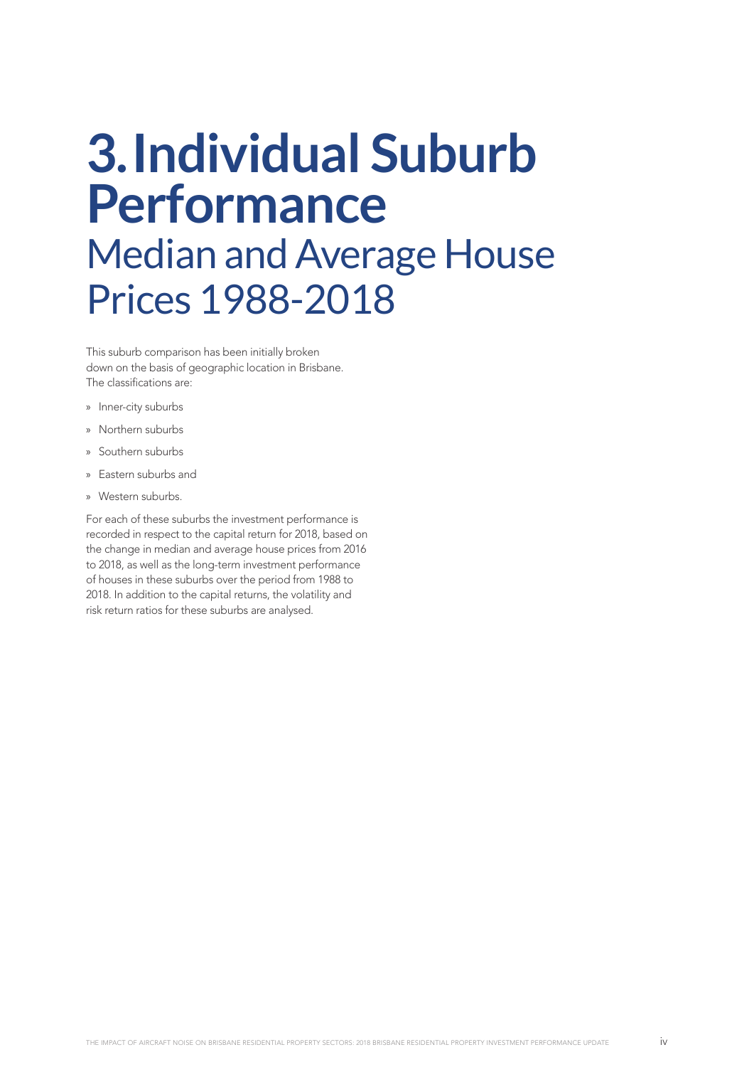# 3. Individual Suburb Performance

## Median and Average House Prices 1988-2018

This suburb comparison has been initially broken down on the basis of geographic location in Brisbane. The classifications are:

- Inner-city suburbs
- Northern suburbs
- Southern suburbs
- Eastern suburbs and
- Western suburbs.

For each of these suburbs the investment performance is recorded in respect to the capital return for 2018, based on the change in median and average house prices from 2016 to 2018, as well as the long-term investment performance of houses in these suburbs over the period from 1988 to 2018. In addition to the capital returns, the volatility and risk return ratios for these suburbs are analysed.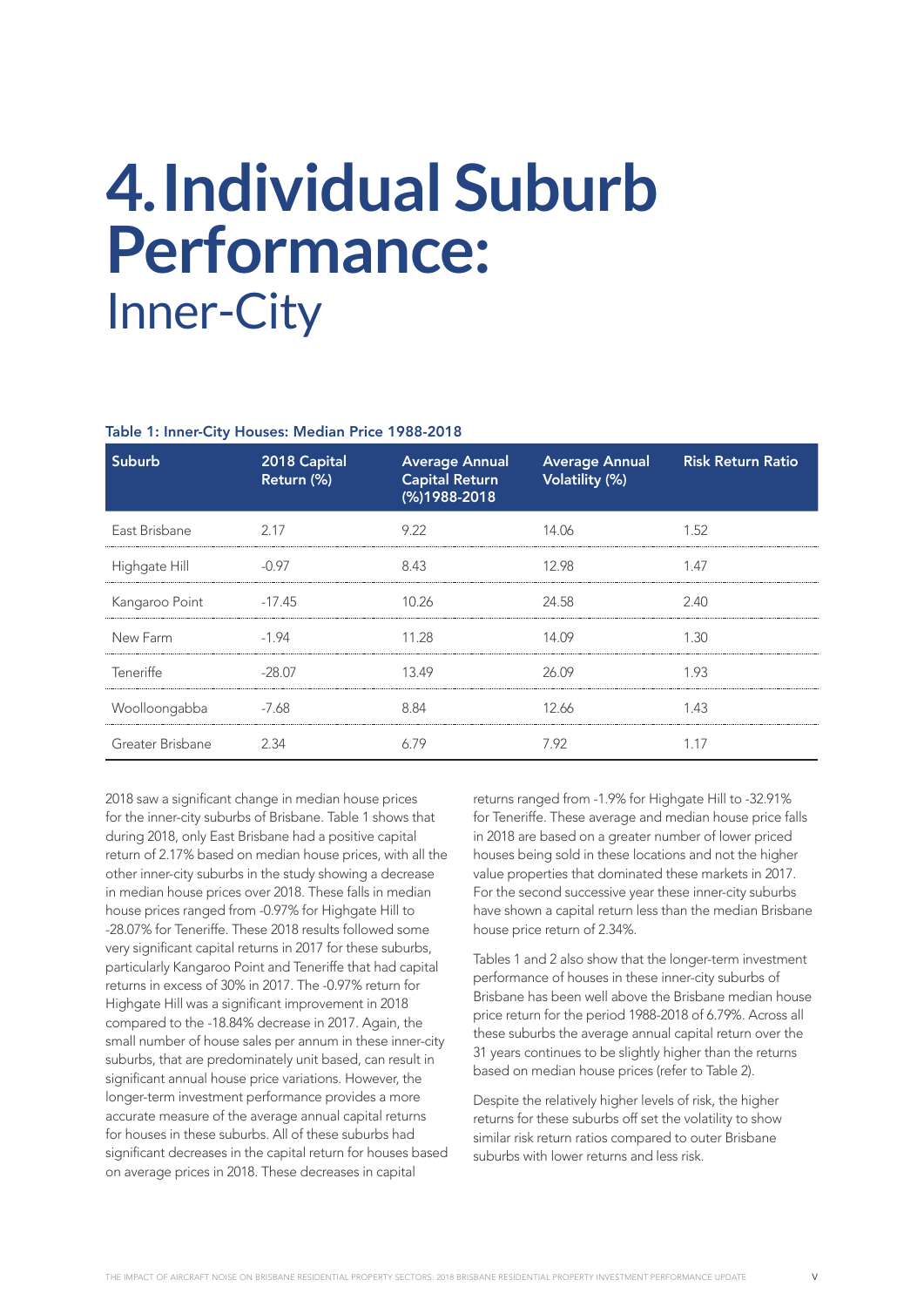# 4. Individual Suburb Performance:

## Inner-City

**Table 1: Inner-City Houses: Median Price 1988-2018**

| Suburb | 2018 Capital Return (%) | Average Annual Capital Return (%)1988-2018 | Average Annual Volatility (%) | Risk Return Ratio |
|---|---|---|---|---|
| East Brisbane | 2.17 | 9.22 | 14.06 | 1.52 |
| Highgate Hill | -0.97 | 8.43 | 12.98 | 1.47 |
| Kangaroo Point | -17.45 | 10.26 | 24.58 | 2.40 |
| New Farm | -1.94 | 11.28 | 14.09 | 1.30 |
| Teneriffe | -28.07 | 13.49 | 26.09 | 1.93 |
| Woolloongabba | -7.68 | 8.84 | 12.66 | 1.43 |
| Greater Brisbane | 2.34 | 6.79 | 7.92 | 1.17 |

2018 saw a significant change in median house prices for the inner-city suburbs of Brisbane. Table 1 shows that during 2018, only East Brisbane had a positive capital return of 2.17% based on median house prices, with all the other inner-city suburbs in the study showing a decrease in median house prices over 2018. These falls in median house prices ranged from -0.97% for Highgate Hill to -28.07% for Teneriffe. These 2018 results followed some very significant capital returns in 2017 for these suburbs, particularly Kangaroo Point and Teneriffe that had capital returns in excess of 30% in 2017. The -0.97% return for Highgate Hill was a significant improvement in 2018 compared to the -18.84% decrease in 2017. Again, the small number of house sales per annum in these inner-city suburbs, that are predominately unit based, can result in significant annual house price variations. However, the longer-term investment performance provides a more accurate measure of the average annual capital returns for houses in these suburbs. All of these suburbs had significant decreases in the capital return for houses based on average prices in 2018. These decreases in capital returns ranged from -1.9% for Highgate Hill to -32.91% for Teneriffe. These average and median house price falls in 2018 are based on a greater number of lower priced houses being sold in these locations and not the higher value properties that dominated these markets in 2017. For the second successive year these inner-city suburbs have shown a capital return less than the median Brisbane house price return of 2.34%.

Tables 1 and 2 also show that the longer-term investment performance of houses in these inner-city suburbs of Brisbane has been well above the Brisbane median house price return for the period 1988-2018 of 6.79%. Across all these suburbs the average annual capital return over the 31 years continues to be slightly higher than the returns based on median house prices (refer to Table 2).

Despite the relatively higher levels of risk, the higher returns for these suburbs off set the volatility to show similar risk return ratios compared to outer Brisbane suburbs with lower returns and less risk.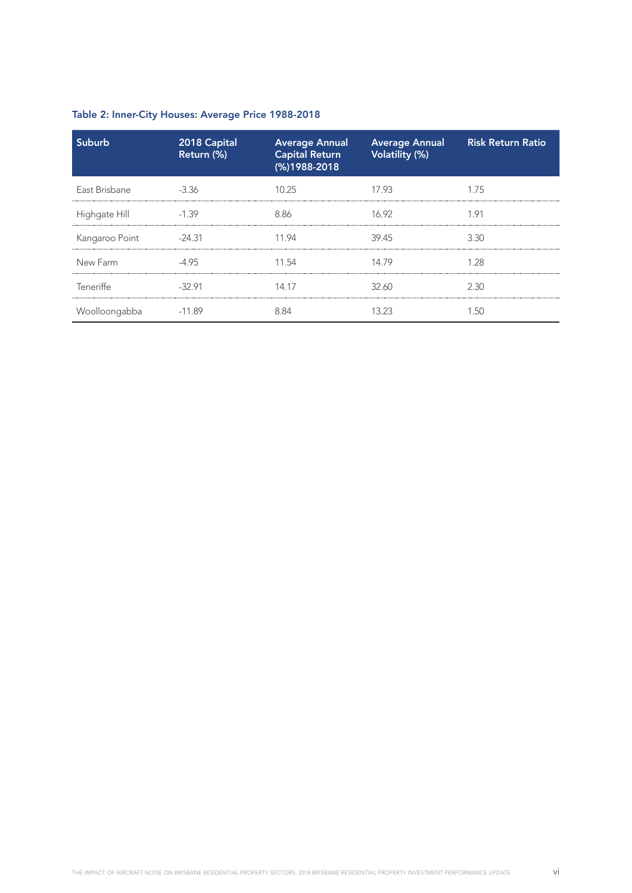**Table 2: Inner-City Houses: Average Price 1988-2018**

| Suburb | 2018 Capital Return (%) | Average Annual Capital Return (%)1988-2018 | Average Annual Volatility (%) | Risk Return Ratio |
|---|---|---|---|---|
| East Brisbane | -3.36 | 10.25 | 17.93 | 1.75 |
| Highgate Hill | -1.39 | 8.86 | 16.92 | 1.91 |
| Kangaroo Point | -24.31 | 11.94 | 39.45 | 3.30 |
| New Farm | -4.95 | 11.54 | 14.79 | 1.28 |
| Teneriffe | -32.91 | 14.17 | 32.60 | 2.30 |
| Woolloongabba | -11.89 | 8.84 | 13.23 | 1.50 |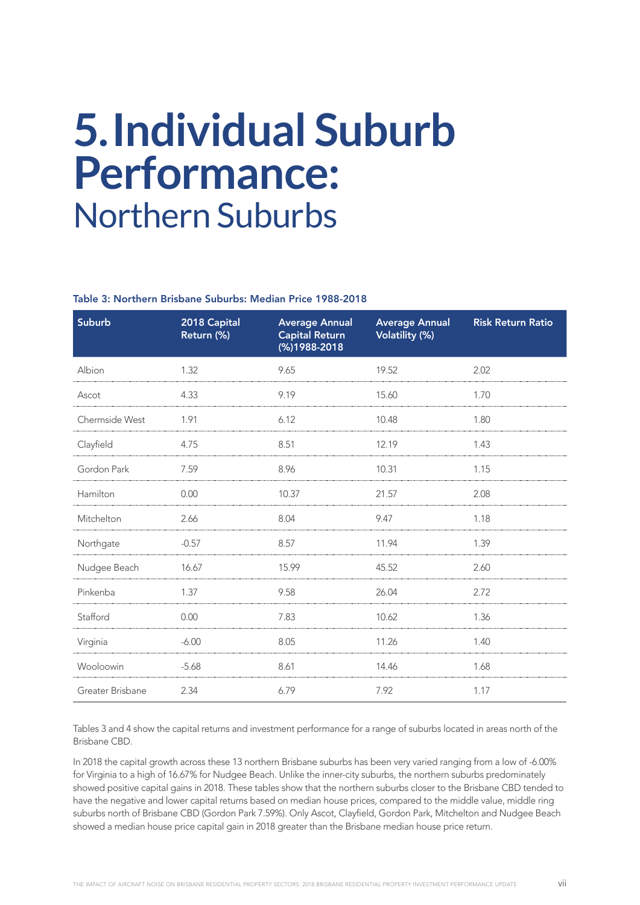# 5. Individual Suburb Performance: Northern Suburbs

**Table 3: Northern Brisbane Suburbs: Median Price 1988-2018**

| Suburb | 2018 Capital Return (%) | Average Annual Capital Return (%)1988-2018 | Average Annual Volatility (%) | Risk Return Ratio |
|---|---|---|---|---|
| Albion | 1.32 | 9.65 | 19.52 | 2.02 |
| Ascot | 4.33 | 9.19 | 15.60 | 1.70 |
| Chermside West | 1.91 | 6.12 | 10.48 | 1.80 |
| Clayfield | 4.75 | 8.51 | 12.19 | 1.43 |
| Gordon Park | 7.59 | 8.96 | 10.31 | 1.15 |
| Hamilton | 0.00 | 10.37 | 21.57 | 2.08 |
| Mitchelton | 2.66 | 8.04 | 9.47 | 1.18 |
| Northgate | -0.57 | 8.57 | 11.94 | 1.39 |
| Nudgee Beach | 16.67 | 15.99 | 45.52 | 2.60 |
| Pinkenba | 1.37 | 9.58 | 26.04 | 2.72 |
| Stafford | 0.00 | 7.83 | 10.62 | 1.36 |
| Virginia | -6.00 | 8.05 | 11.26 | 1.40 |
| Wooloowin | -5.68 | 8.61 | 14.46 | 1.68 |
| Greater Brisbane | 2.34 | 6.79 | 7.92 | 1.17 |

Tables 3 and 4 show the capital returns and investment performance for a range of suburbs located in areas north of the Brisbane CBD.

In 2018 the capital growth across these 13 northern Brisbane suburbs has been very varied ranging from a low of -6.00% for Virginia to a high of 16.67% for Nudgee Beach. Unlike the inner-city suburbs, the northern suburbs predominately showed positive capital gains in 2018. These tables show that the northern suburbs closer to the Brisbane CBD tended to have the negative and lower capital returns based on median house prices, compared to the middle value, middle ring suburbs north of Brisbane CBD (Gordon Park 7.59%). Only Ascot, Clayfield, Gordon Park, Mitchelton and Nudgee Beach showed a median house price capital gain in 2018 greater than the Brisbane median house price return.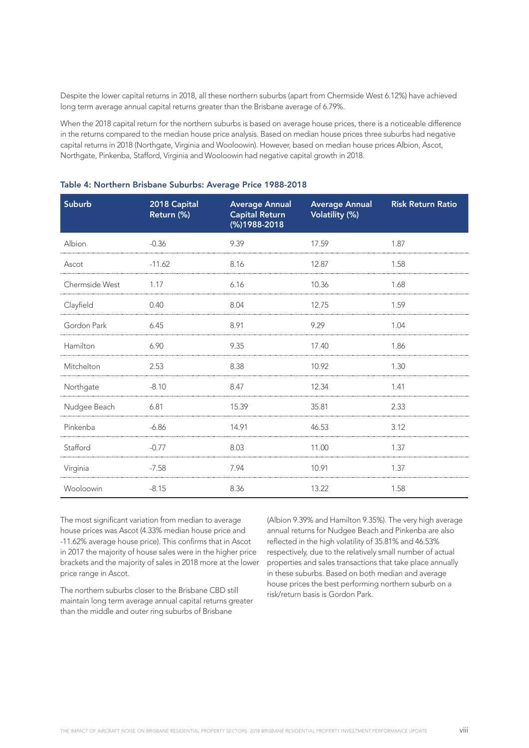Despite the lower capital returns in 2018, all these northern suburbs (apart from Chermside West 6.12%) have achieved long term average annual capital returns greater than the Brisbane average of 6.79%.

When the 2018 capital return for the northern suburbs is based on average house prices, there is a noticeable difference in the returns compared to the median house price analysis. Based on median house prices three suburbs had negative capital returns in 2018 (Northgate, Virginia and Wooloowin). However, based on median house prices Albion, Ascot, Northgate, Pinkenba, Stafford, Virginia and Wooloowin had negative capital growth in 2018.

**Table 4: Northern Brisbane Suburbs: Average Price 1988-2018**

| Suburb | 2018 Capital Return (%) | Average Annual Capital Return (%)1988-2018 | Average Annual Volatility (%) | Risk Return Ratio |
|---|---|---|---|---|
| Albion | -0.36 | 9.39 | 17.59 | 1.87 |
| Ascot | -11.62 | 8.16 | 12.87 | 1.58 |
| Chermside West | 1.17 | 6.16 | 10.36 | 1.68 |
| Clayfield | 0.40 | 8.04 | 12.75 | 1.59 |
| Gordon Park | 6.45 | 8.91 | 9.29 | 1.04 |
| Hamilton | 6.90 | 9.35 | 17.40 | 1.86 |
| Mitchelton | 2.53 | 8.38 | 10.92 | 1.30 |
| Northgate | -8.10 | 8.47 | 12.34 | 1.41 |
| Nudgee Beach | 6.81 | 15.39 | 35.81 | 2.33 |
| Pinkenba | -6.86 | 14.91 | 46.53 | 3.12 |
| Stafford | -0.77 | 8.03 | 11.00 | 1.37 |
| Virginia | -7.58 | 7.94 | 10.91 | 1.37 |
| Wooloowin | -8.15 | 8.36 | 13.22 | 1.58 |

The most significant variation from median to average house prices was Ascot (4.33% median house price and -11.62% average house price). This confirms that in Ascot in 2017 the majority of house sales were in the higher price brackets and the majority of sales in 2018 more at the lower price range in Ascot.

The northern suburbs closer to the Brisbane CBD still maintain long term average annual capital returns greater than the middle and outer ring suburbs of Brisbane (Albion 9.39% and Hamilton 9.35%). The very high average annual returns for Nudgee Beach and Pinkenba are also reflected in the high volatility of 35.81% and 46.53% respectively, due to the relatively small number of actual properties and sales transactions that take place annually in these suburbs. Based on both median and average house prices the best performing northern suburb on a risk/return basis is Gordon Park.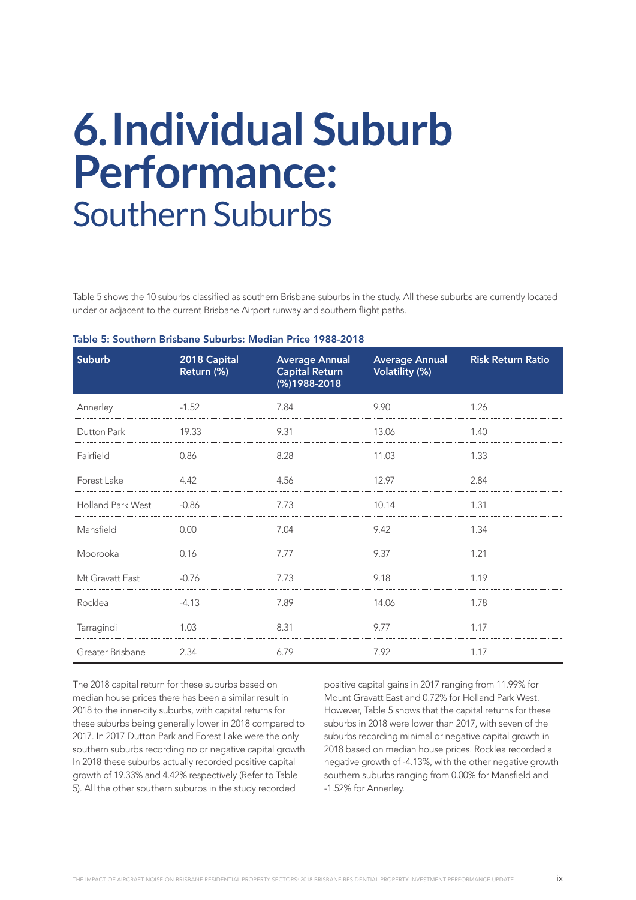# 6. Individual Suburb Performance: Southern Suburbs

Table 5 shows the 10 suburbs classified as southern Brisbane suburbs in the study. All these suburbs are currently located under or adjacent to the current Brisbane Airport runway and southern flight paths.

**Table 5: Southern Brisbane Suburbs: Median Price 1988-2018**

| Suburb | 2018 Capital Return (%) | Average Annual Capital Return (%)1988-2018 | Average Annual Volatility (%) | Risk Return Ratio |
|---|---|---|---|---|
| Annerley | -1.52 | 7.84 | 9.90 | 1.26 |
| Dutton Park | 19.33 | 9.31 | 13.06 | 1.40 |
| Fairfield | 0.86 | 8.28 | 11.03 | 1.33 |
| Forest Lake | 4.42 | 4.56 | 12.97 | 2.84 |
| Holland Park West | -0.86 | 7.73 | 10.14 | 1.31 |
| Mansfield | 0.00 | 7.04 | 9.42 | 1.34 |
| Moorooka | 0.16 | 7.77 | 9.37 | 1.21 |
| Mt Gravatt East | -0.76 | 7.73 | 9.18 | 1.19 |
| Rocklea | -4.13 | 7.89 | 14.06 | 1.78 |
| Tarragindi | 1.03 | 8.31 | 9.77 | 1.17 |
| Greater Brisbane | 2.34 | 6.79 | 7.92 | 1.17 |

The 2018 capital return for these suburbs based on median house prices there has been a similar result in 2018 to the inner-city suburbs, with capital returns for these suburbs being generally lower in 2018 compared to 2017. In 2017 Dutton Park and Forest Lake were the only southern suburbs recording no or negative capital growth. In 2018 these suburbs actually recorded positive capital growth of 19.33% and 4.42% respectively (Refer to Table 5). All the other southern suburbs in the study recorded positive capital gains in 2017 ranging from 11.99% for Mount Gravatt East and 0.72% for Holland Park West. However, Table 5 shows that the capital returns for these suburbs in 2018 were lower than 2017, with seven of the suburbs recording minimal or negative capital growth in 2018 based on median house prices. Rocklea recorded a negative growth of -4.13%, with the other negative growth southern suburbs ranging from 0.00% for Mansfield and -1.52% for Annerley.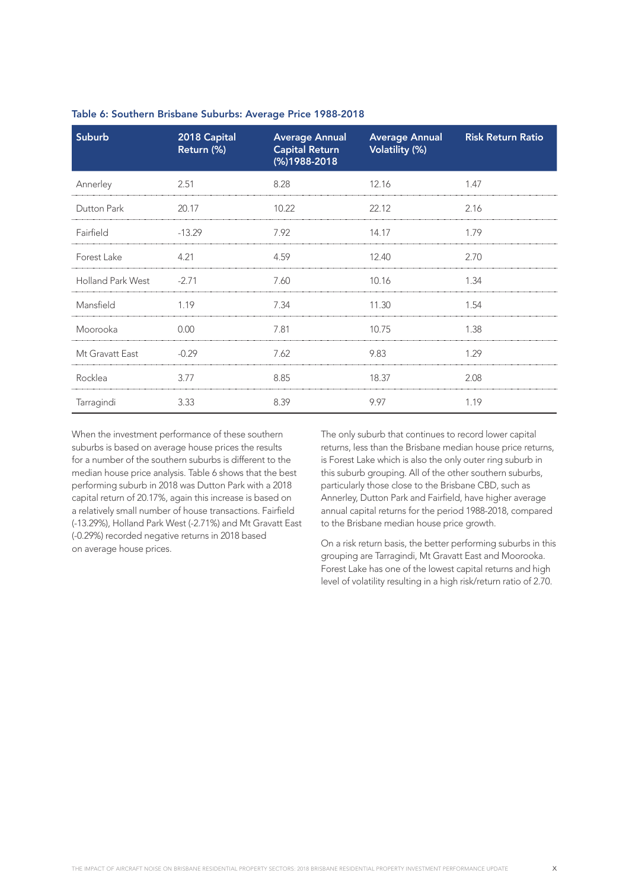**Table 6: Southern Brisbane Suburbs: Average Price 1988-2018**

| Suburb | 2018 Capital Return (%) | Average Annual Capital Return (%)1988-2018 | Average Annual Volatility (%) | Risk Return Ratio |
|---|---|---|---|---|
| Annerley | 2.51 | 8.28 | 12.16 | 1.47 |
| Dutton Park | 20.17 | 10.22 | 22.12 | 2.16 |
| Fairfield | -13.29 | 7.92 | 14.17 | 1.79 |
| Forest Lake | 4.21 | 4.59 | 12.40 | 2.70 |
| Holland Park West | -2.71 | 7.60 | 10.16 | 1.34 |
| Mansfield | 1.19 | 7.34 | 11.30 | 1.54 |
| Moorooka | 0.00 | 7.81 | 10.75 | 1.38 |
| Mt Gravatt East | -0.29 | 7.62 | 9.83 | 1.29 |
| Rocklea | 3.77 | 8.85 | 18.37 | 2.08 |
| Tarragindi | 3.33 | 8.39 | 9.97 | 1.19 |

When the investment performance of these southern suburbs is based on average house prices the results for a number of the southern suburbs is different to the median house price analysis. Table 6 shows that the best performing suburb in 2018 was Dutton Park with a 2018 capital return of 20.17%, again this increase is based on a relatively small number of house transactions. Fairfield (-13.29%), Holland Park West (-2.71%) and Mt Gravatt East (-0.29%) recorded negative returns in 2018 based on average house prices.

The only suburb that continues to record lower capital returns, less than the Brisbane median house price returns, is Forest Lake which is also the only outer ring suburb in this suburb grouping. All of the other southern suburbs, particularly those close to the Brisbane CBD, such as Annerley, Dutton Park and Fairfield, have higher average annual capital returns for the period 1988-2018, compared to the Brisbane median house price growth.

On a risk return basis, the better performing suburbs in this grouping are Tarragindi, Mt Gravatt East and Moorooka. Forest Lake has one of the lowest capital returns and high level of volatility resulting in a high risk/return ratio of 2.70.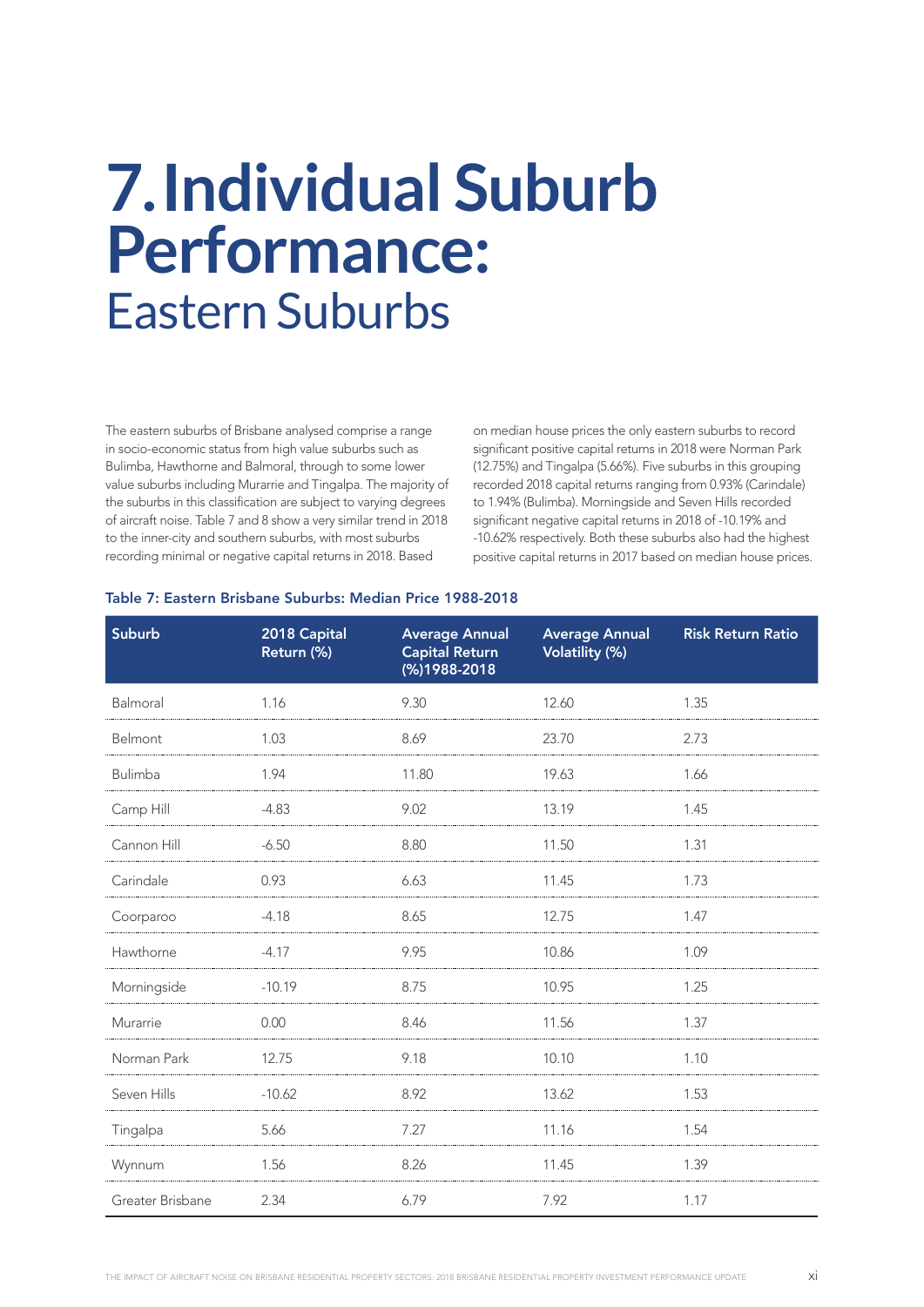# 7. Individual Suburb Performance:

## Eastern Suburbs

The eastern suburbs of Brisbane analysed comprise a range in socio-economic status from high value suburbs such as Bulimba, Hawthorne and Balmoral, through to some lower value suburbs including Murarrie and Tingalpa. The majority of the suburbs in this classification are subject to varying degrees of aircraft noise. Table 7 and 8 show a very similar trend in 2018 to the inner-city and southern suburbs, with most suburbs recording minimal or negative capital returns in 2018. Based on median house prices the only eastern suburbs to record significant positive capital returns in 2018 were Norman Park (12.75%) and Tingalpa (5.66%). Five suburbs in this grouping recorded 2018 capital returns ranging from 0.93% (Carindale) to 1.94% (Bulimba). Morningside and Seven Hills recorded significant negative capital returns in 2018 of -10.19% and -10.62% respectively. Both these suburbs also had the highest positive capital returns in 2017 based on median house prices.

**Table 7: Eastern Brisbane Suburbs: Median Price 1988-2018**

| Suburb | 2018 Capital Return (%) | Average Annual Capital Return (%)1988-2018 | Average Annual Volatility (%) | Risk Return Ratio |
|---|---|---|---|---|
| Balmoral | 1.16 | 9.30 | 12.60 | 1.35 |
| Belmont | 1.03 | 8.69 | 23.70 | 2.73 |
| Bulimba | 1.94 | 11.80 | 19.63 | 1.66 |
| Camp Hill | -4.83 | 9.02 | 13.19 | 1.45 |
| Cannon Hill | -6.50 | 8.80 | 11.50 | 1.31 |
| Carindale | 0.93 | 6.63 | 11.45 | 1.73 |
| Coorparoo | -4.18 | 8.65 | 12.75 | 1.47 |
| Hawthorne | -4.17 | 9.95 | 10.86 | 1.09 |
| Morningside | -10.19 | 8.75 | 10.95 | 1.25 |
| Murarrie | 0.00 | 8.46 | 11.56 | 1.37 |
| Norman Park | 12.75 | 9.18 | 10.10 | 1.10 |
| Seven Hills | -10.62 | 8.92 | 13.62 | 1.53 |
| Tingalpa | 5.66 | 7.27 | 11.16 | 1.54 |
| Wynnum | 1.56 | 8.26 | 11.45 | 1.39 |
| Greater Brisbane | 2.34 | 6.79 | 7.92 | 1.17 |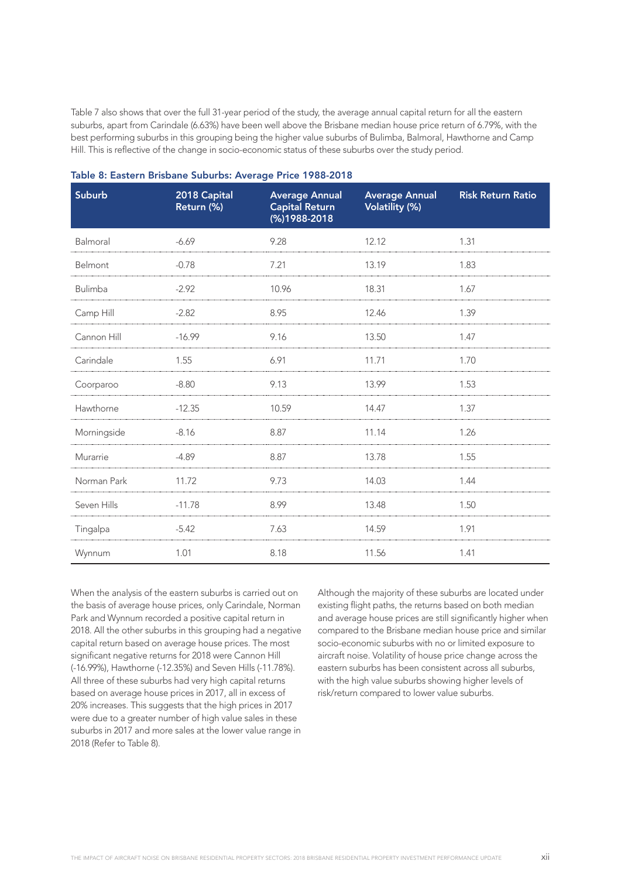Table 7 also shows that over the full 31-year period of the study, the average annual capital return for all the eastern suburbs, apart from Carindale (6.63%) have been well above the Brisbane median house price return of 6.79%, with the best performing suburbs in this grouping being the higher value suburbs of Bulimba, Balmoral, Hawthorne and Camp Hill. This is reflective of the change in socio-economic status of these suburbs over the study period.

**Table 8: Eastern Brisbane Suburbs: Average Price 1988-2018**

| Suburb | 2018 Capital Return (%) | Average Annual Capital Return (%)1988-2018 | Average Annual Volatility (%) | Risk Return Ratio |
|---|---|---|---|---|
| Balmoral | -6.69 | 9.28 | 12.12 | 1.31 |
| Belmont | -0.78 | 7.21 | 13.19 | 1.83 |
| Bulimba | -2.92 | 10.96 | 18.31 | 1.67 |
| Camp Hill | -2.82 | 8.95 | 12.46 | 1.39 |
| Cannon Hill | -16.99 | 9.16 | 13.50 | 1.47 |
| Carindale | 1.55 | 6.91 | 11.71 | 1.70 |
| Coorparoo | -8.80 | 9.13 | 13.99 | 1.53 |
| Hawthorne | -12.35 | 10.59 | 14.47 | 1.37 |
| Morningside | -8.16 | 8.87 | 11.14 | 1.26 |
| Murarrie | -4.89 | 8.87 | 13.78 | 1.55 |
| Norman Park | 11.72 | 9.73 | 14.03 | 1.44 |
| Seven Hills | -11.78 | 8.99 | 13.48 | 1.50 |
| Tingalpa | -5.42 | 7.63 | 14.59 | 1.91 |
| Wynnum | 1.01 | 8.18 | 11.56 | 1.41 |

When the analysis of the eastern suburbs is carried out on the basis of average house prices, only Carindale, Norman Park and Wynnum recorded a positive capital return in 2018. All the other suburbs in this grouping had a negative capital return based on average house prices. The most significant negative returns for 2018 were Cannon Hill (-16.99%), Hawthorne (-12.35%) and Seven Hills (-11.78%). All three of these suburbs had very high capital returns based on average house prices in 2017, all in excess of 20% increases. This suggests that the high prices in 2017 were due to a greater number of high value sales in these suburbs in 2017 and more sales at the lower value range in 2018 (Refer to Table 8).

Although the majority of these suburbs are located under existing flight paths, the returns based on both median and average house prices are still significantly higher when compared to the Brisbane median house price and similar socio-economic suburbs with no or limited exposure to aircraft noise. Volatility of house price change across the eastern suburbs has been consistent across all suburbs, with the high value suburbs showing higher levels of risk/return compared to lower value suburbs.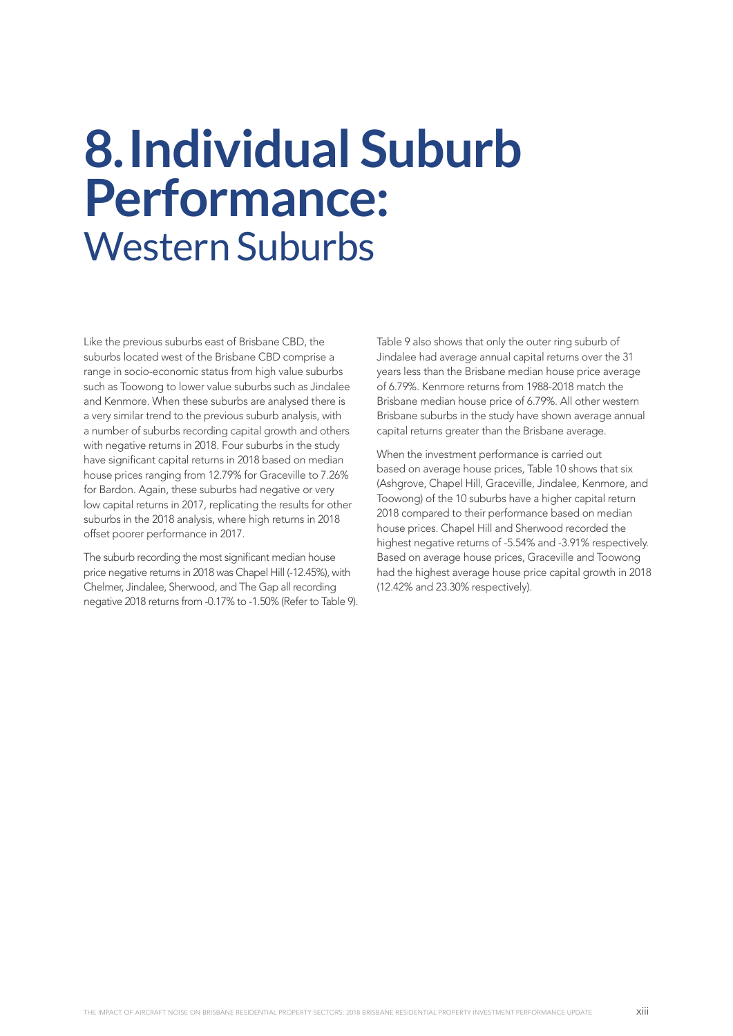# 8. Individual Suburb Performance: Western Suburbs

Like the previous suburbs east of Brisbane CBD, the suburbs located west of the Brisbane CBD comprise a range in socio-economic status from high value suburbs such as Toowong to lower value suburbs such as Jindalee and Kenmore. When these suburbs are analysed there is a very similar trend to the previous suburb analysis, with a number of suburbs recording capital growth and others with negative returns in 2018. Four suburbs in the study have significant capital returns in 2018 based on median house prices ranging from 12.79% for Graceville to 7.26% for Bardon. Again, these suburbs had negative or very low capital returns in 2017, replicating the results for other suburbs in the 2018 analysis, where high returns in 2018 offset poorer performance in 2017.

The suburb recording the most significant median house price negative returns in 2018 was Chapel Hill (-12.45%), with Chelmer, Jindalee, Sherwood, and The Gap all recording negative 2018 returns from -0.17% to -1.50% (Refer to Table 9).

Table 9 also shows that only the outer ring suburb of Jindalee had average annual capital returns over the 31 years less than the Brisbane median house price average of 6.79%. Kenmore returns from 1988-2018 match the Brisbane median house price of 6.79%. All other western Brisbane suburbs in the study have shown average annual capital returns greater than the Brisbane average.

When the investment performance is carried out based on average house prices, Table 10 shows that six (Ashgrove, Chapel Hill, Graceville, Jindalee, Kenmore, and Toowong) of the 10 suburbs have a higher capital return 2018 compared to their performance based on median house prices. Chapel Hill and Sherwood recorded the highest negative returns of -5.54% and -3.91% respectively. Based on average house prices, Graceville and Toowong had the highest average house price capital growth in 2018 (12.42% and 23.30% respectively).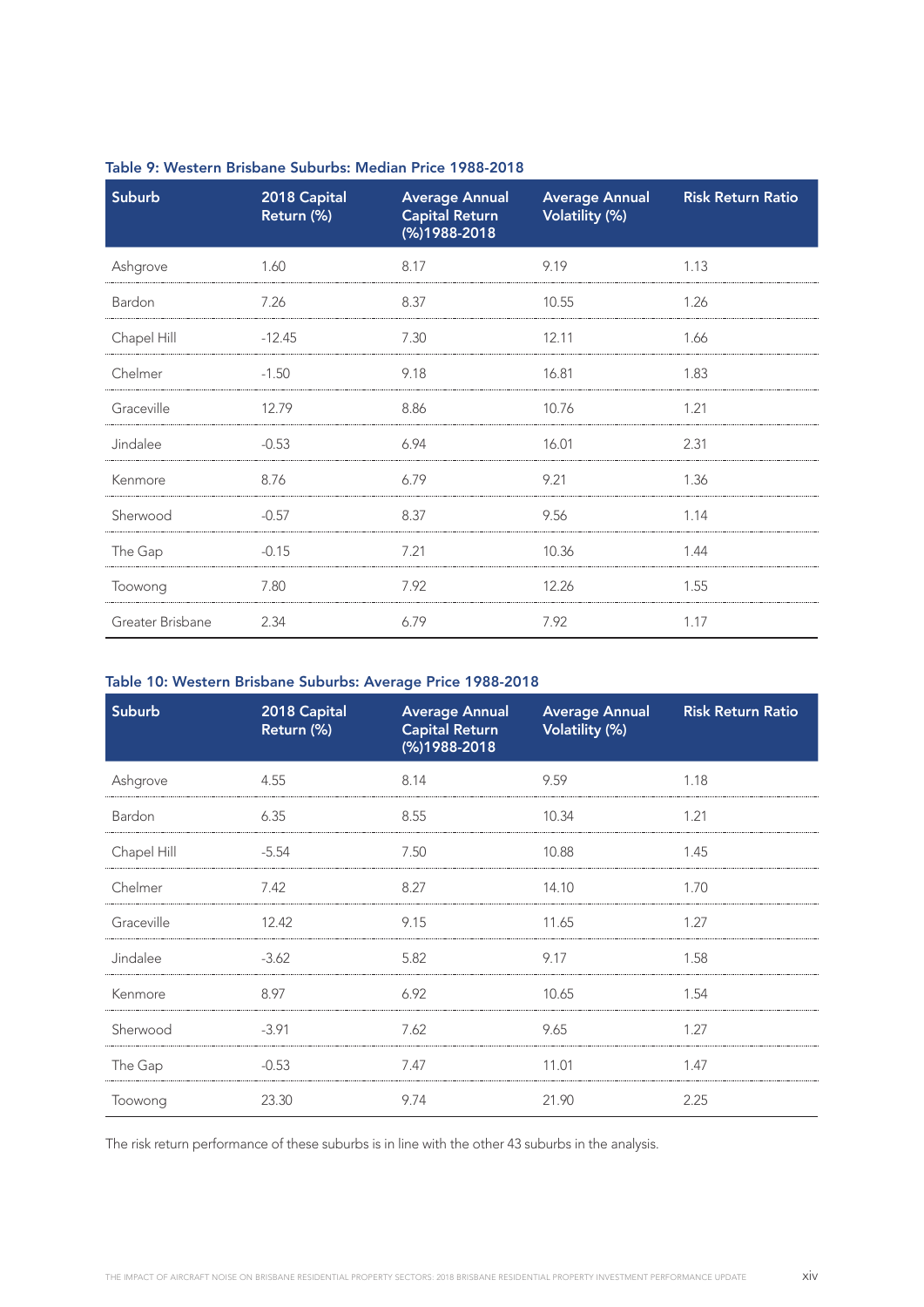### Table 9: Western Brisbane Suburbs: Median Price 1988-2018

| Suburb | 2018 Capital Return (%) | Average Annual Capital Return (%)1988-2018 | Average Annual Volatility (%) | Risk Return Ratio |
|---|---|---|---|---|
| Ashgrove | 1.60 | 8.17 | 9.19 | 1.13 |
| Bardon | 7.26 | 8.37 | 10.55 | 1.26 |
| Chapel Hill | -12.45 | 7.30 | 12.11 | 1.66 |
| Chelmer | -1.50 | 9.18 | 16.81 | 1.83 |
| Graceville | 12.79 | 8.86 | 10.76 | 1.21 |
| Jindalee | -0.53 | 6.94 | 16.01 | 2.31 |
| Kenmore | 8.76 | 6.79 | 9.21 | 1.36 |
| Sherwood | -0.57 | 8.37 | 9.56 | 1.14 |
| The Gap | -0.15 | 7.21 | 10.36 | 1.44 |
| Toowong | 7.80 | 7.92 | 12.26 | 1.55 |
| Greater Brisbane | 2.34 | 6.79 | 7.92 | 1.17 |

### Table 10: Western Brisbane Suburbs: Average Price 1988-2018

| Suburb | 2018 Capital Return (%) | Average Annual Capital Return (%)1988-2018 | Average Annual Volatility (%) | Risk Return Ratio |
|---|---|---|---|---|
| Ashgrove | 4.55 | 8.14 | 9.59 | 1.18 |
| Bardon | 6.35 | 8.55 | 10.34 | 1.21 |
| Chapel Hill | -5.54 | 7.50 | 10.88 | 1.45 |
| Chelmer | 7.42 | 8.27 | 14.10 | 1.70 |
| Graceville | 12.42 | 9.15 | 11.65 | 1.27 |
| Jindalee | -3.62 | 5.82 | 9.17 | 1.58 |
| Kenmore | 8.97 | 6.92 | 10.65 | 1.54 |
| Sherwood | -3.91 | 7.62 | 9.65 | 1.27 |
| The Gap | -0.53 | 7.47 | 11.01 | 1.47 |
| Toowong | 23.30 | 9.74 | 21.90 | 2.25 |

The risk return performance of these suburbs is in line with the other 43 suburbs in the analysis.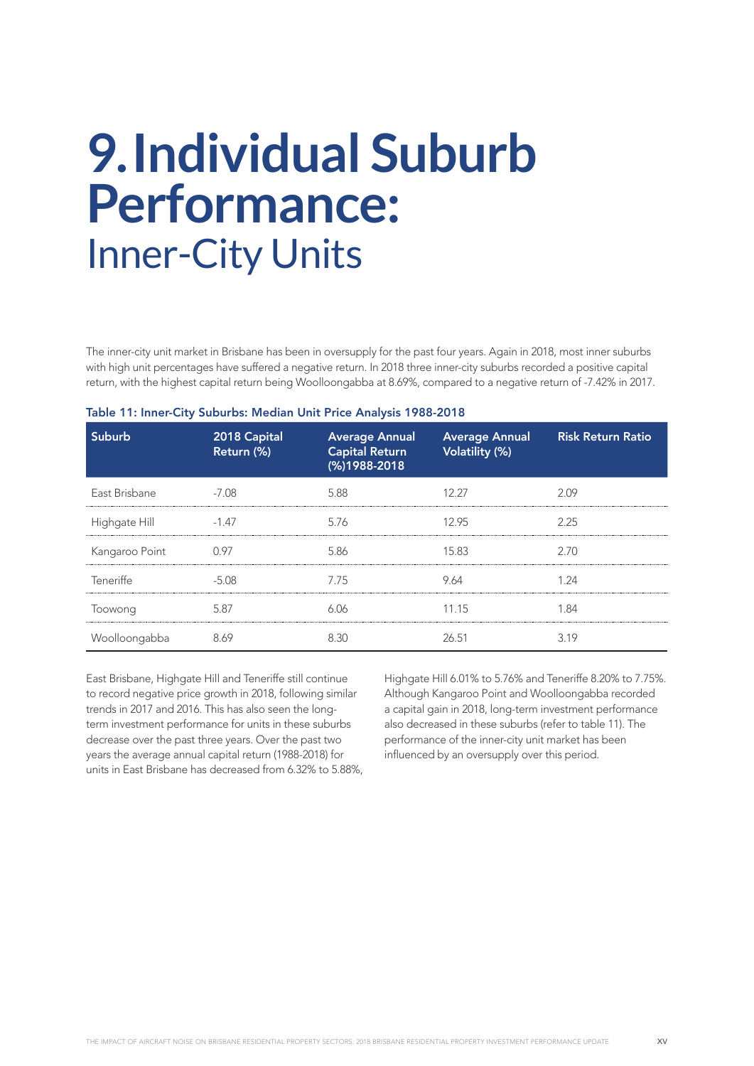# 9. Individual Suburb Performance: Inner-City Units

The inner-city unit market in Brisbane has been in oversupply for the past four years. Again in 2018, most inner suburbs with high unit percentages have suffered a negative return. In 2018 three inner-city suburbs recorded a positive capital return, with the highest capital return being Woolloongabba at 8.69%, compared to a negative return of -7.42% in 2017.

**Table 11: Inner-City Suburbs: Median Unit Price Analysis 1988-2018**

| Suburb | 2018 Capital Return (%) | Average Annual Capital Return (%)1988-2018 | Average Annual Volatility (%) | Risk Return Ratio |
|---|---|---|---|---|
| East Brisbane | -7.08 | 5.88 | 12.27 | 2.09 |
| Highgate Hill | -1.47 | 5.76 | 12.95 | 2.25 |
| Kangaroo Point | 0.97 | 5.86 | 15.83 | 2.70 |
| Teneriffe | -5.08 | 7.75 | 9.64 | 1.24 |
| Toowong | 5.87 | 6.06 | 11.15 | 1.84 |
| Woolloongabba | 8.69 | 8.30 | 26.51 | 3.19 |

East Brisbane, Highgate Hill and Teneriffe still continue to record negative price growth in 2018, following similar trends in 2017 and 2016. This has also seen the long-term investment performance for units in these suburbs decrease over the past three years. Over the past two years the average annual capital return (1988-2018) for units in East Brisbane has decreased from 6.32% to 5.88%, Highgate Hill 6.01% to 5.76% and Teneriffe 8.20% to 7.75%. Although Kangaroo Point and Woolloongabba recorded a capital gain in 2018, long-term investment performance also decreased in these suburbs (refer to table 11). The performance of the inner-city unit market has been influenced by an oversupply over this period.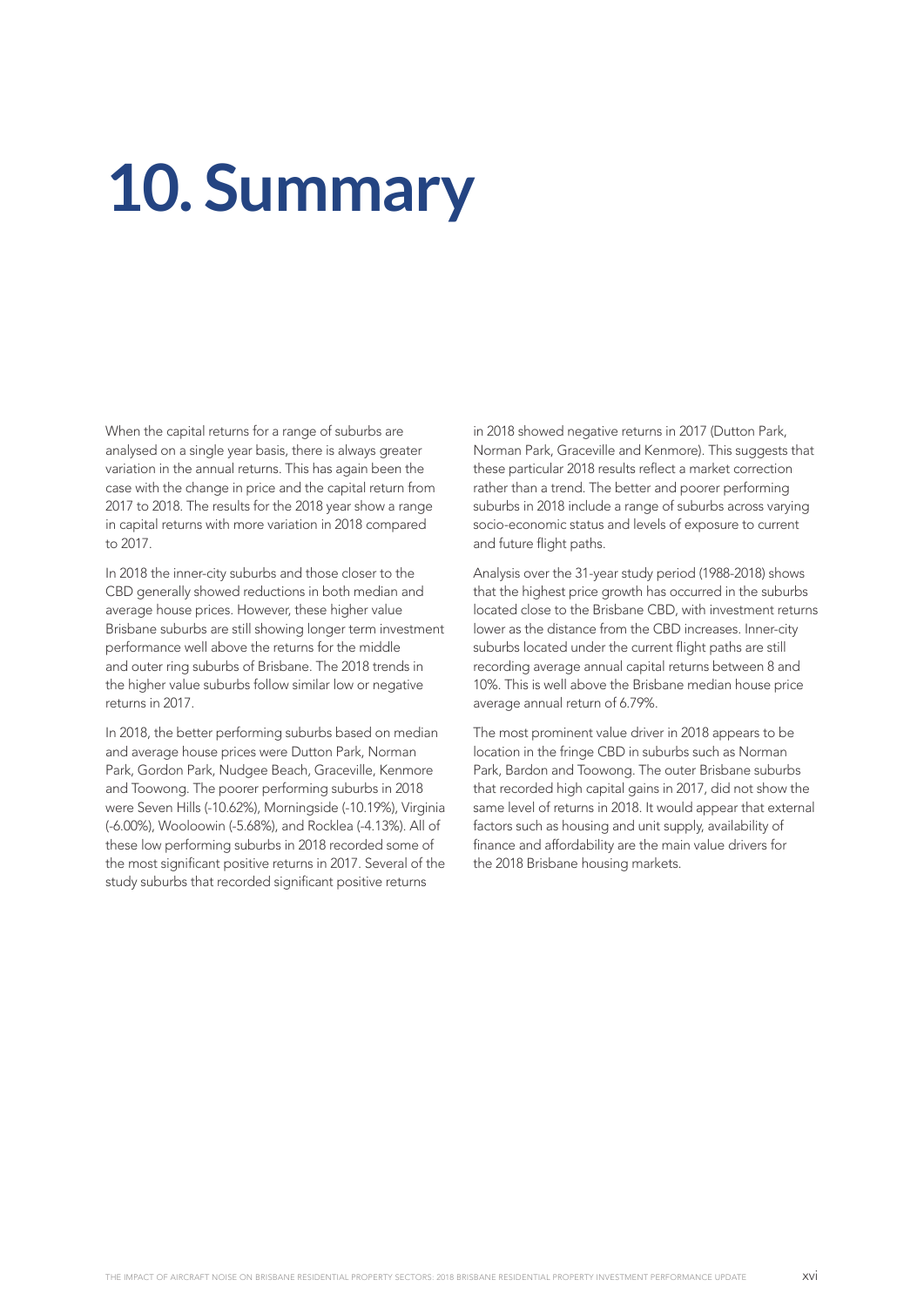# 10. Summary

When the capital returns for a range of suburbs are analysed on a single year basis, there is always greater variation in the annual returns. This has again been the case with the change in price and the capital return from 2017 to 2018. The results for the 2018 year show a range in capital returns with more variation in 2018 compared to 2017.

In 2018 the inner-city suburbs and those closer to the CBD generally showed reductions in both median and average house prices. However, these higher value Brisbane suburbs are still showing longer term investment performance well above the returns for the middle and outer ring suburbs of Brisbane. The 2018 trends in the higher value suburbs follow similar low or negative returns in 2017.

In 2018, the better performing suburbs based on median and average house prices were Dutton Park, Norman Park, Gordon Park, Nudgee Beach, Graceville, Kenmore and Toowong. The poorer performing suburbs in 2018 were Seven Hills (-10.62%), Morningside (-10.19%), Virginia (-6.00%), Wooloowin (-5.68%), and Rocklea (-4.13%). All of these low performing suburbs in 2018 recorded some of the most significant positive returns in 2017. Several of the study suburbs that recorded significant positive returns in 2018 showed negative returns in 2017 (Dutton Park, Norman Park, Graceville and Kenmore). This suggests that these particular 2018 results reflect a market correction rather than a trend. The better and poorer performing suburbs in 2018 include a range of suburbs across varying socio-economic status and levels of exposure to current and future flight paths.

Analysis over the 31-year study period (1988-2018) shows that the highest price growth has occurred in the suburbs located close to the Brisbane CBD, with investment returns lower as the distance from the CBD increases. Inner-city suburbs located under the current flight paths are still recording average annual capital returns between 8 and 10%. This is well above the Brisbane median house price average annual return of 6.79%.

The most prominent value driver in 2018 appears to be location in the fringe CBD in suburbs such as Norman Park, Bardon and Toowong. The outer Brisbane suburbs that recorded high capital gains in 2017, did not show the same level of returns in 2018. It would appear that external factors such as housing and unit supply, availability of finance and affordability are the main value drivers for the 2018 Brisbane housing markets.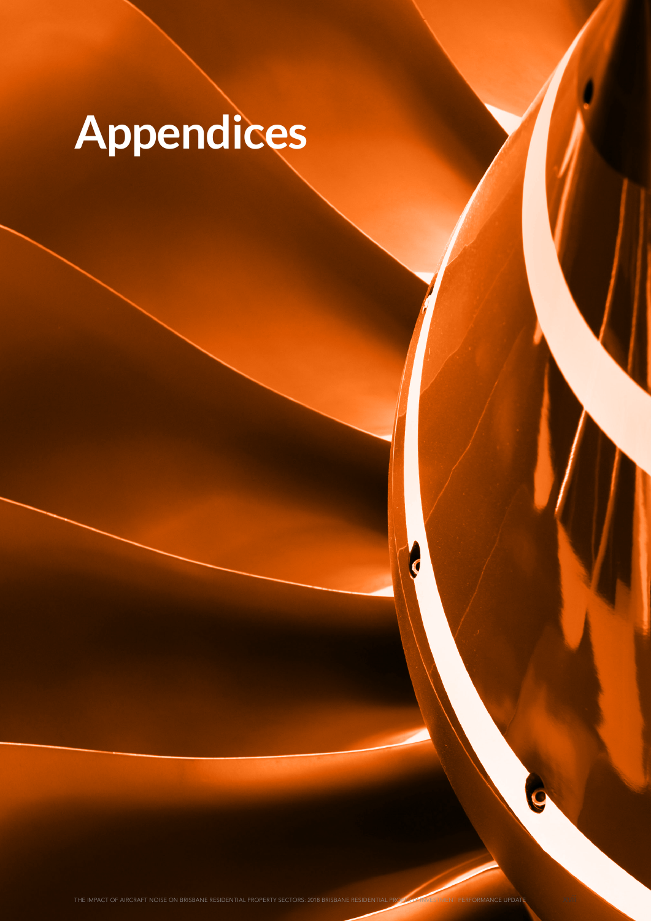# Appendices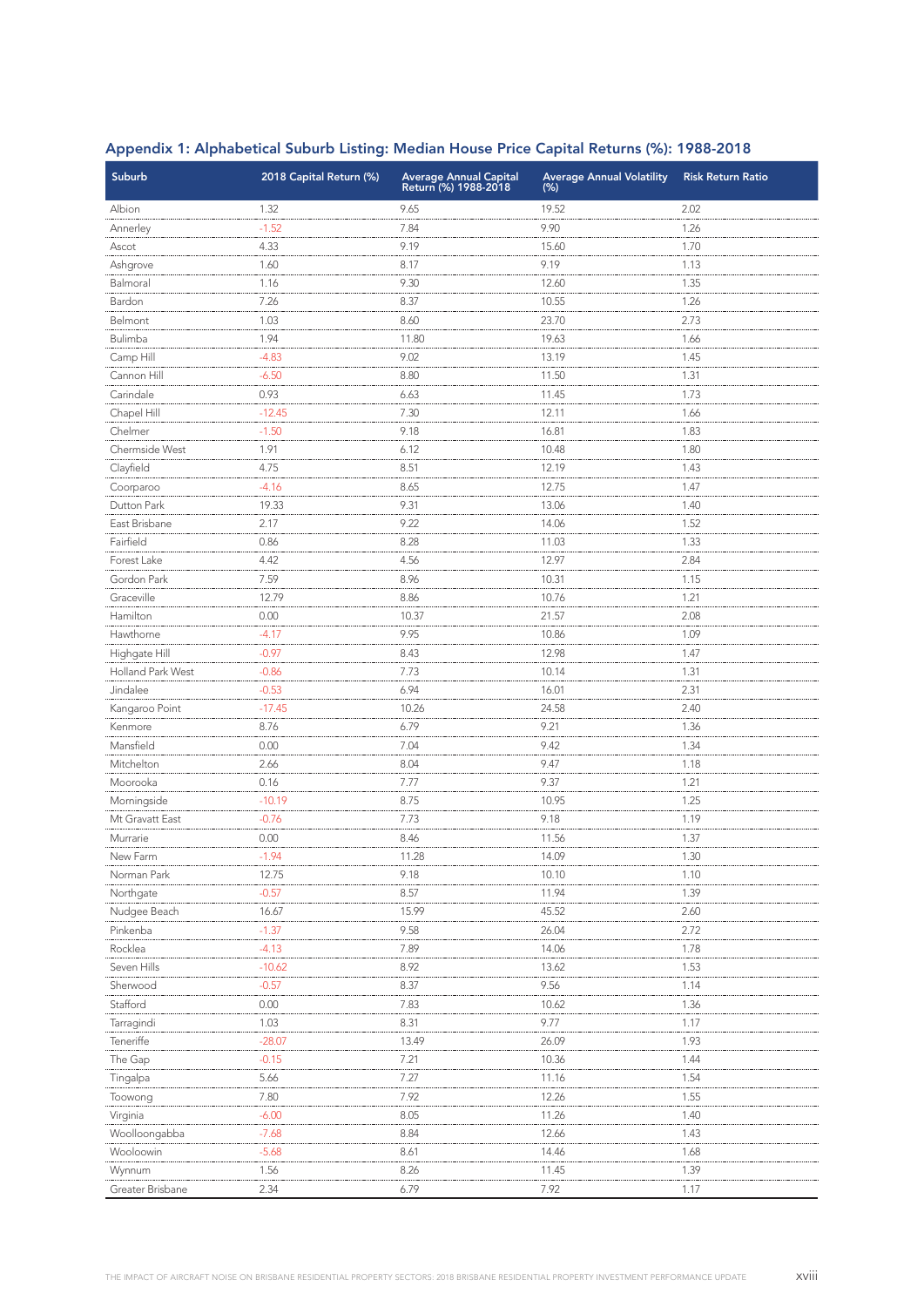## Appendix 1: Alphabetical Suburb Listing: Median House Price Capital Returns (%): 1988-2018

| Suburb | 2018 Capital Return (%) | Average Annual Capital Return (%) 1988-2018 | Average Annual Volatility (%) | Risk Return Ratio |
|---|---|---|---|---|
| Albion | 1.32 | 9.65 | 19.52 | 2.02 |
| Annerley | -1.52 | 7.84 | 9.90 | 1.26 |
| Ascot | 4.33 | 9.19 | 15.60 | 1.70 |
| Ashgrove | 1.60 | 8.17 | 9.19 | 1.13 |
| Balmoral | 1.16 | 9.30 | 12.60 | 1.35 |
| Bardon | 7.26 | 8.37 | 10.55 | 1.26 |
| Belmont | 1.03 | 8.60 | 23.70 | 2.73 |
| Bulimba | 1.94 | 11.80 | 19.63 | 1.66 |
| Camp Hill | -4.83 | 9.02 | 13.19 | 1.45 |
| Cannon Hill | -6.50 | 8.80 | 11.50 | 1.31 |
| Carindale | 0.93 | 6.63 | 11.45 | 1.73 |
| Chapel Hill | -12.45 | 7.30 | 12.11 | 1.66 |
| Chelmer | -1.50 | 9.18 | 16.81 | 1.83 |
| Chermside West | 1.91 | 6.12 | 10.48 | 1.80 |
| Clayfield | 4.75 | 8.51 | 12.19 | 1.43 |
| Coorparoo | -4.16 | 8.65 | 12.75 | 1.47 |
| Dutton Park | 19.33 | 9.31 | 13.06 | 1.40 |
| East Brisbane | 2.17 | 9.22 | 14.06 | 1.52 |
| Fairfield | 0.86 | 8.28 | 11.03 | 1.33 |
| Forest Lake | 4.42 | 4.56 | 12.97 | 2.84 |
| Gordon Park | 7.59 | 8.96 | 10.31 | 1.15 |
| Graceville | 12.79 | 8.86 | 10.76 | 1.21 |
| Hamilton | 0.00 | 10.37 | 21.57 | 2.08 |
| Hawthorne | -4.17 | 9.95 | 10.86 | 1.09 |
| Highgate Hill | -0.97 | 8.43 | 12.98 | 1.47 |
| Holland Park West | -0.86 | 7.73 | 10.14 | 1.31 |
| Jindalee | -0.53 | 6.94 | 16.01 | 2.31 |
| Kangaroo Point | -17.45 | 10.26 | 24.58 | 2.40 |
| Kenmore | 8.76 | 6.79 | 9.21 | 1.36 |
| Mansfield | 0.00 | 7.04 | 9.42 | 1.34 |
| Mitchelton | 2.66 | 8.04 | 9.47 | 1.18 |
| Moorooka | 0.16 | 7.77 | 9.37 | 1.21 |
| Morningside | -10.19 | 8.75 | 10.95 | 1.25 |
| Mt Gravatt East | -0.76 | 7.73 | 9.18 | 1.19 |
| Murrarie | 0.00 | 8.46 | 11.56 | 1.37 |
| New Farm | -1.94 | 11.28 | 14.09 | 1.30 |
| Norman Park | 12.75 | 9.18 | 10.10 | 1.10 |
| Northgate | -0.57 | 8.57 | 11.94 | 1.39 |
| Nudgee Beach | 16.67 | 15.99 | 45.52 | 2.60 |
| Pinkenba | -1.37 | 9.58 | 26.04 | 2.72 |
| Rocklea | -4.13 | 7.89 | 14.06 | 1.78 |
| Seven Hills | -10.62 | 8.92 | 13.62 | 1.53 |
| Sherwood | -0.57 | 8.37 | 9.56 | 1.14 |
| Stafford | 0.00 | 7.83 | 10.62 | 1.36 |
| Tarragindi | 1.03 | 8.31 | 9.77 | 1.17 |
| Teneriffe | -28.07 | 13.49 | 26.09 | 1.93 |
| The Gap | -0.15 | 7.21 | 10.36 | 1.44 |
| Tingalpa | 5.66 | 7.27 | 11.16 | 1.54 |
| Toowong | 7.80 | 7.92 | 12.26 | 1.55 |
| Virginia | -6.00 | 8.05 | 11.26 | 1.40 |
| Woolloongabba | -7.68 | 8.84 | 12.66 | 1.43 |
| Wooloowin | -5.68 | 8.61 | 14.46 | 1.68 |
| Wynnum | 1.56 | 8.26 | 11.45 | 1.39 |
| Greater Brisbane | 2.34 | 6.79 | 7.92 | 1.17 |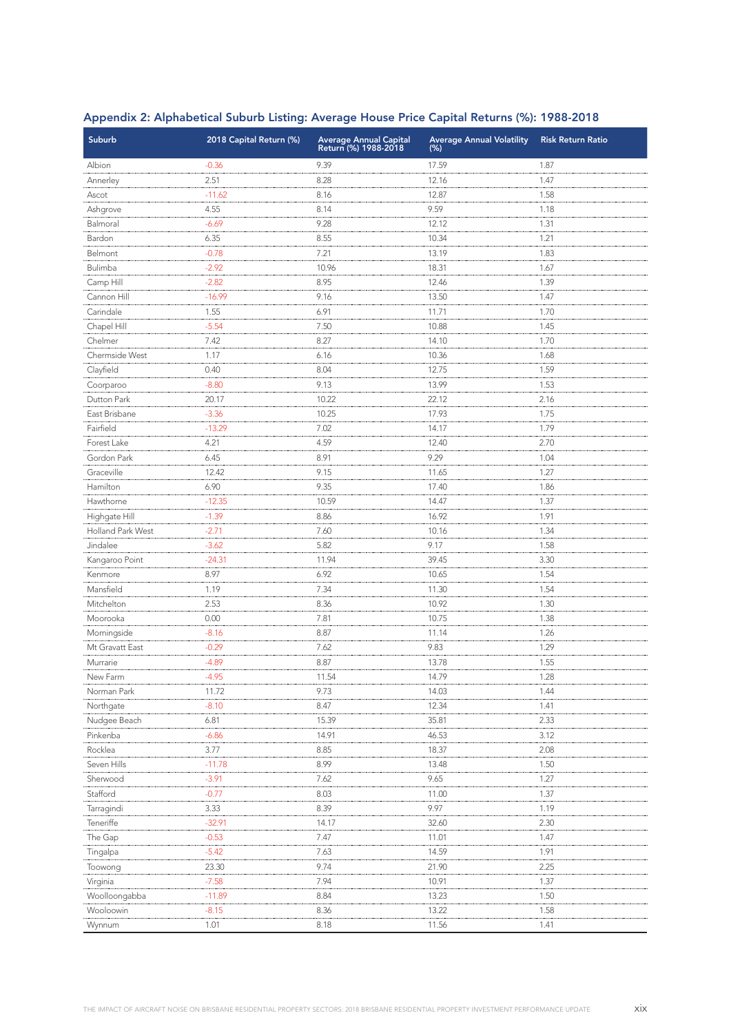## Appendix 2: Alphabetical Suburb Listing: Average House Price Capital Returns (%): 1988-2018

| Suburb | 2018 Capital Return (%) | Average Annual Capital Return (%) 1988-2018 | Average Annual Volatility (%) | Risk Return Ratio |
|---|---|---|---|---|
| Albion | -0.36 | 9.39 | 17.59 | 1.87 |
| Annerley | 2.51 | 8.28 | 12.16 | 1.47 |
| Ascot | -11.62 | 8.16 | 12.87 | 1.58 |
| Ashgrove | 4.55 | 8.14 | 9.59 | 1.18 |
| Balmoral | -6.69 | 9.28 | 12.12 | 1.31 |
| Bardon | 6.35 | 8.55 | 10.34 | 1.21 |
| Belmont | -0.78 | 7.21 | 13.19 | 1.83 |
| Bulimba | -2.92 | 10.96 | 18.31 | 1.67 |
| Camp Hill | -2.82 | 8.95 | 12.46 | 1.39 |
| Cannon Hill | -16.99 | 9.16 | 13.50 | 1.47 |
| Carindale | 1.55 | 6.91 | 11.71 | 1.70 |
| Chapel Hill | -5.54 | 7.50 | 10.88 | 1.45 |
| Chelmer | 7.42 | 8.27 | 14.10 | 1.70 |
| Chermside West | 1.17 | 6.16 | 10.36 | 1.68 |
| Clayfield | 0.40 | 8.04 | 12.75 | 1.59 |
| Coorparoo | -8.80 | 9.13 | 13.99 | 1.53 |
| Dutton Park | 20.17 | 10.22 | 22.12 | 2.16 |
| East Brisbane | -3.36 | 10.25 | 17.93 | 1.75 |
| Fairfield | -13.29 | 7.02 | 14.17 | 1.79 |
| Forest Lake | 4.21 | 4.59 | 12.40 | 2.70 |
| Gordon Park | 6.45 | 8.91 | 9.29 | 1.04 |
| Graceville | 12.42 | 9.15 | 11.65 | 1.27 |
| Hamilton | 6.90 | 9.35 | 17.40 | 1.86 |
| Hawthorne | -12.35 | 10.59 | 14.47 | 1.37 |
| Highgate Hill | -1.39 | 8.86 | 16.92 | 1.91 |
| Holland Park West | -2.71 | 7.60 | 10.16 | 1.34 |
| Jindalee | -3.62 | 5.82 | 9.17 | 1.58 |
| Kangaroo Point | -24.31 | 11.94 | 39.45 | 3.30 |
| Kenmore | 8.97 | 6.92 | 10.65 | 1.54 |
| Mansfield | 1.19 | 7.34 | 11.30 | 1.54 |
| Mitchelton | 2.53 | 8.36 | 10.92 | 1.30 |
| Moorooka | 0.00 | 7.81 | 10.75 | 1.38 |
| Morningside | -8.16 | 8.87 | 11.14 | 1.26 |
| Mt Gravatt East | -0.29 | 7.62 | 9.83 | 1.29 |
| Murrarie | -4.89 | 8.87 | 13.78 | 1.55 |
| New Farm | -4.95 | 11.54 | 14.79 | 1.28 |
| Norman Park | 11.72 | 9.73 | 14.03 | 1.44 |
| Northgate | -8.10 | 8.47 | 12.34 | 1.41 |
| Nudgee Beach | 6.81 | 15.39 | 35.81 | 2.33 |
| Pinkenba | -6.86 | 14.91 | 46.53 | 3.12 |
| Rocklea | 3.77 | 8.85 | 18.37 | 2.08 |
| Seven Hills | -11.78 | 8.99 | 13.48 | 1.50 |
| Sherwood | -3.91 | 7.62 | 9.65 | 1.27 |
| Stafford | -0.77 | 8.03 | 11.00 | 1.37 |
| Tarragindi | 3.33 | 8.39 | 9.97 | 1.19 |
| Teneriffe | -32.91 | 14.17 | 32.60 | 2.30 |
| The Gap | -0.53 | 7.47 | 11.01 | 1.47 |
| Tingalpa | -5.42 | 7.63 | 14.59 | 1.91 |
| Toowong | 23.30 | 9.74 | 21.90 | 2.25 |
| Virginia | -7.58 | 7.94 | 10.91 | 1.37 |
| Woolloongabba | -11.89 | 8.84 | 13.23 | 1.50 |
| Wooloowin | -8.15 | 8.36 | 13.22 | 1.58 |
| Wynnum | 1.01 | 8.18 | 11.56 | 1.41 |